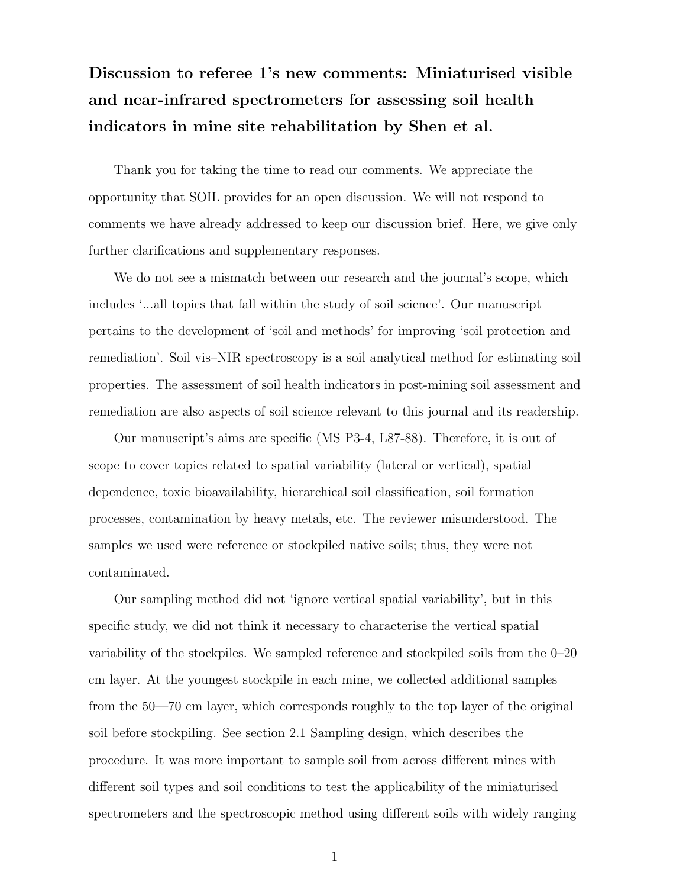# Discussion to referee 1's new comments: Miniaturised visible and near-infrared spectrometers for assessing soil health indicators in mine site rehabilitation by Shen et al.

Thank you for taking the time to read our comments. We appreciate the opportunity that SOIL provides for an open discussion. We will not respond to comments we have already addressed to keep our discussion brief. Here, we give only further clarifications and supplementary responses.

We do not see a mismatch between our research and the journal's scope, which includes '...all topics that fall within the study of soil science'. Our manuscript pertains to the development of 'soil and methods' for improving 'soil protection and remediation'. Soil vis–NIR spectroscopy is a soil analytical method for estimating soil properties. The assessment of soil health indicators in post-mining soil assessment and remediation are also aspects of soil science relevant to this journal and its readership.

Our manuscript's aims are specific (MS P3-4, L87-88). Therefore, it is out of scope to cover topics related to spatial variability (lateral or vertical), spatial dependence, toxic bioavailability, hierarchical soil classification, soil formation processes, contamination by heavy metals, etc. The reviewer misunderstood. The samples we used were reference or stockpiled native soils; thus, they were not contaminated.

Our sampling method did not 'ignore vertical spatial variability', but in this specific study, we did not think it necessary to characterise the vertical spatial variability of the stockpiles. We sampled reference and stockpiled soils from the 0–20 cm layer. At the youngest stockpile in each mine, we collected additional samples from the 50—70 cm layer, which corresponds roughly to the top layer of the original soil before stockpiling. See section 2.1 Sampling design, which describes the procedure. It was more important to sample soil from across different mines with different soil types and soil conditions to test the applicability of the miniaturised spectrometers and the spectroscopic method using different soils with widely ranging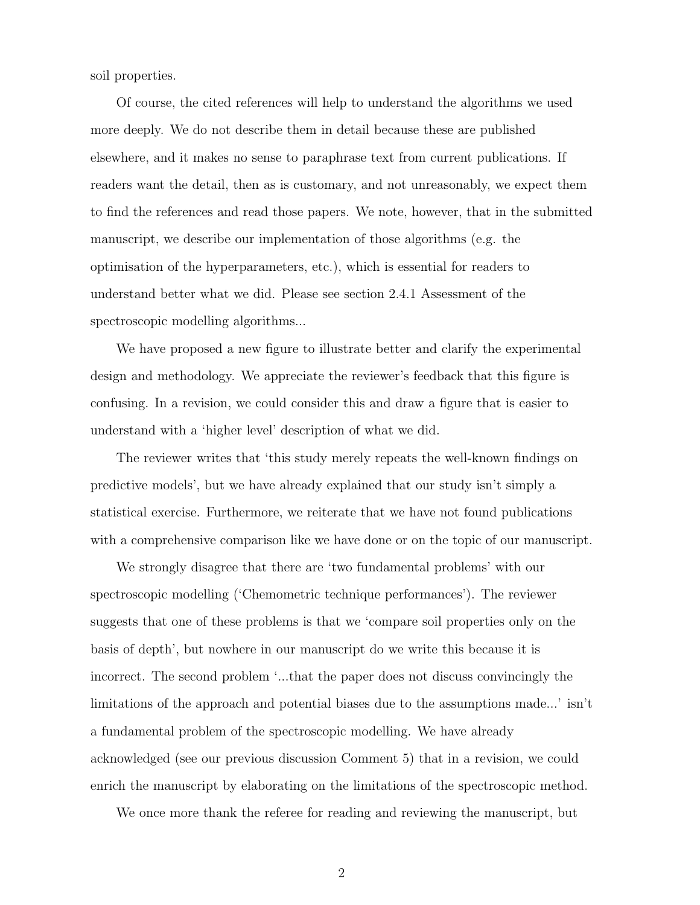soil properties.

Of course, the cited references will help to understand the algorithms we used more deeply. We do not describe them in detail because these are published elsewhere, and it makes no sense to paraphrase text from current publications. If readers want the detail, then as is customary, and not unreasonably, we expect them to find the references and read those papers. We note, however, that in the submitted manuscript, we describe our implementation of those algorithms (e.g. the optimisation of the hyperparameters, etc.), which is essential for readers to understand better what we did. Please see section 2.4.1 Assessment of the spectroscopic modelling algorithms...

We have proposed a new figure to illustrate better and clarify the experimental design and methodology. We appreciate the reviewer's feedback that this figure is confusing. In a revision, we could consider this and draw a figure that is easier to understand with a 'higher level' description of what we did.

The reviewer writes that 'this study merely repeats the well-known findings on predictive models', but we have already explained that our study isn't simply a statistical exercise. Furthermore, we reiterate that we have not found publications with a comprehensive comparison like we have done or on the topic of our manuscript.

We strongly disagree that there are 'two fundamental problems' with our spectroscopic modelling ('Chemometric technique performances'). The reviewer suggests that one of these problems is that we 'compare soil properties only on the basis of depth', but nowhere in our manuscript do we write this because it is incorrect. The second problem '...that the paper does not discuss convincingly the limitations of the approach and potential biases due to the assumptions made...' isn't a fundamental problem of the spectroscopic modelling. We have already acknowledged (see our previous discussion Comment 5) that in a revision, we could enrich the manuscript by elaborating on the limitations of the spectroscopic method.

We once more thank the referee for reading and reviewing the manuscript, but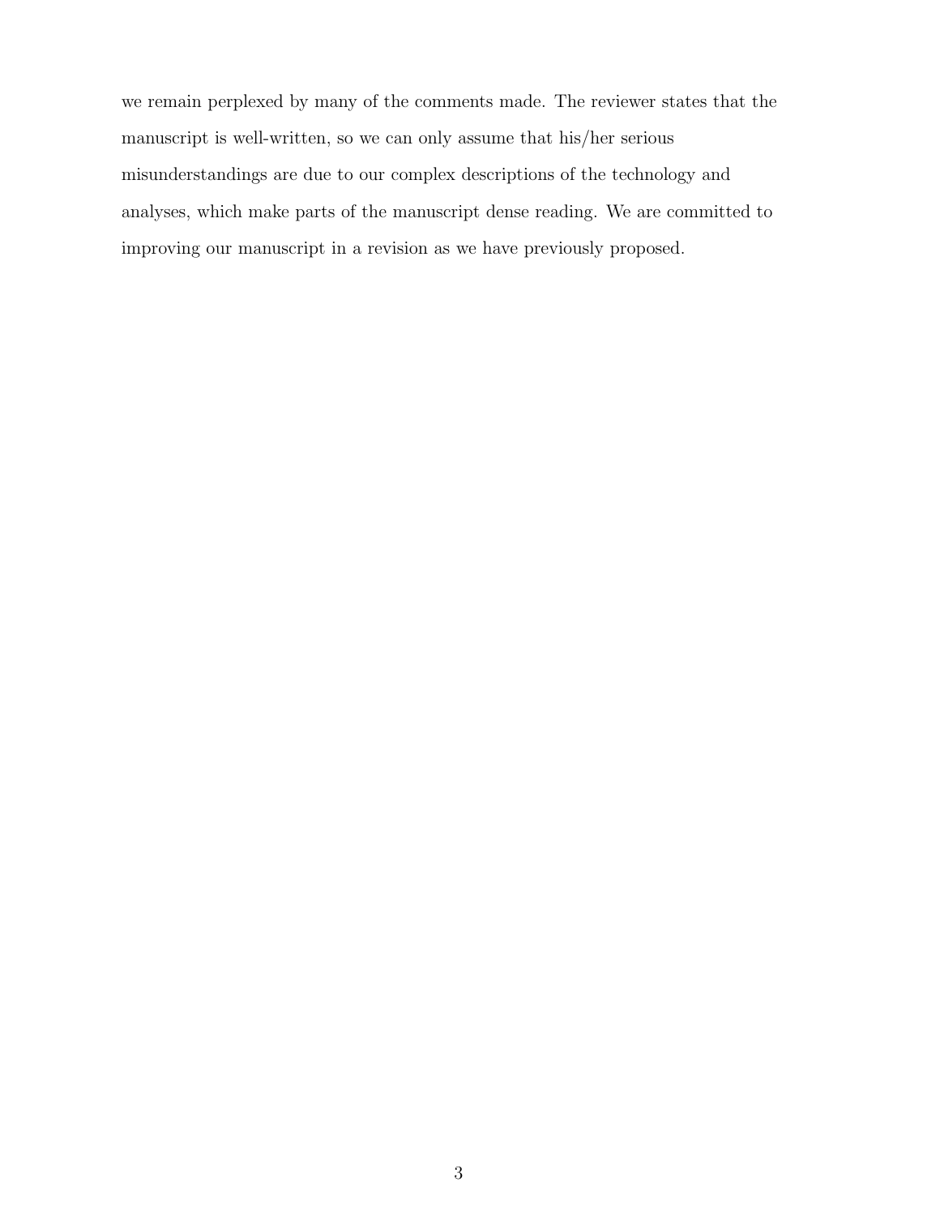we remain perplexed by many of the comments made. The reviewer states that the manuscript is well-written, so we can only assume that his/her serious misunderstandings are due to our complex descriptions of the technology and analyses, which make parts of the manuscript dense reading. We are committed to improving our manuscript in a revision as we have previously proposed.